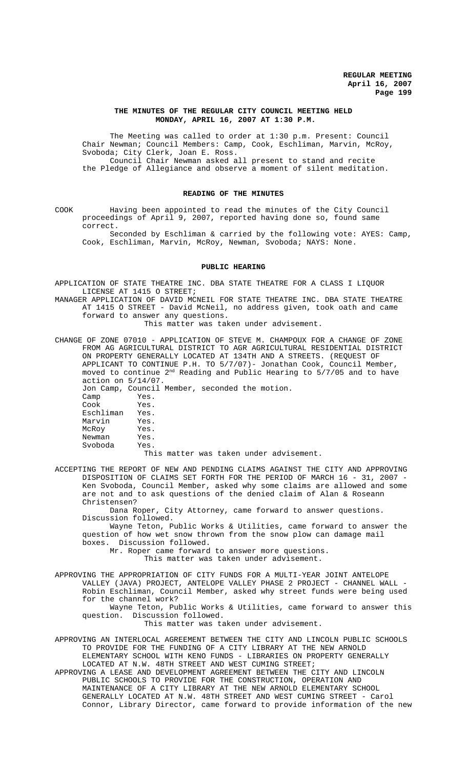**THE MINUTES OF THE REGULAR CITY COUNCIL MEETING HELD MONDAY, APRIL 16, 2007 AT 1:30 P.M.**

The Meeting was called to order at 1:30 p.m. Present: Council Chair Newman; Council Members: Camp, Cook, Eschliman, Marvin, McRoy, Svoboda; City Clerk, Joan E. Ross.

Council Chair Newman asked all present to stand and recite the Pledge of Allegiance and observe a moment of silent meditation.

**READING OF THE MINUTES**

COOK Having been appointed to read the minutes of the City Council proceedings of April 9, 2007, reported having done so, found same correct.

Seconded by Eschliman & carried by the following vote: AYES: Camp, Cook, Eschliman, Marvin, McRoy, Newman, Svoboda; NAYS: None.

**PUBLIC HEARING**

APPLICATION OF STATE THEATRE INC. DBA STATE THEATRE FOR A CLASS I LIQUOR LICENSE AT 1415 O STREET;

MANAGER APPLICATION OF DAVID MCNEIL FOR STATE THEATRE INC. DBA STATE THEATRE AT 1415 O STREET - David McNeil, no address given, took oath and came forward to answer any questions.

This matter was taken under advisement.

CHANGE OF ZONE 07010 - APPLICATION OF STEVE M. CHAMPOUX FOR A CHANGE OF ZONE FROM AG AGRICULTURAL DISTRICT TO AGR AGRICULTURAL RESIDENTIAL DISTRICT ON PROPERTY GENERALLY LOCATED AT 134TH AND A STREETS. (REQUEST OF APPLICANT TO CONTINUE P.H. TO 5/7/07)- Jonathan Cook, Council Member, moved to continue 2nd Reading and Public Hearing to 5/7/05 and to have action on 5/14/07.

Jon Camp, Council Member, seconded the motion.

| | |
|---|---|
| Camp | Yes. |
| Cook | Yes. |
| Eschliman | Yes. |
| Marvin | Yes. |
| McRoy | Yes. |
| Newman | Yes. |
| Svoboda | Yes. |

This matter was taken under advisement.

ACCEPTING THE REPORT OF NEW AND PENDING CLAIMS AGAINST THE CITY AND APPROVING DISPOSITION OF CLAIMS SET FORTH FOR THE PERIOD OF MARCH 16 - 31, 2007 - Ken Svoboda, Council Member, asked why some claims are allowed and some are not and to ask questions of the denied claim of Alan & Roseann Christensen?

Dana Roper, City Attorney, came forward to answer questions. Discussion followed.

Wayne Teton, Public Works & Utilities, came forward to answer the question of how wet snow thrown from the snow plow can damage mail boxes. Discussion followed.

Mr. Roper came forward to answer more questions.

This matter was taken under advisement.

APPROVING THE APPROPRIATION OF CITY FUNDS FOR A MULTI-YEAR JOINT ANTELOPE VALLEY (JAVA) PROJECT, ANTELOPE VALLEY PHASE 2 PROJECT - CHANNEL WALL - Robin Eschliman, Council Member, asked why street funds were being used for the channel work?

Wayne Teton, Public Works & Utilities, came forward to answer this question. Discussion followed.

This matter was taken under advisement.

APPROVING AN INTERLOCAL AGREEMENT BETWEEN THE CITY AND LINCOLN PUBLIC SCHOOLS TO PROVIDE FOR THE FUNDING OF A CITY LIBRARY AT THE NEW ARNOLD ELEMENTARY SCHOOL WITH KENO FUNDS - LIBRARIES ON PROPERTY GENERALLY LOCATED AT N.W. 48TH STREET AND WEST CUMING STREET;

APPROVING A LEASE AND DEVELOPMENT AGREEMENT BETWEEN THE CITY AND LINCOLN PUBLIC SCHOOLS TO PROVIDE FOR THE CONSTRUCTION, OPERATION AND MAINTENANCE OF A CITY LIBRARY AT THE NEW ARNOLD ELEMENTARY SCHOOL GENERALLY LOCATED AT N.W. 48TH STREET AND WEST CUMING STREET - Carol Connor, Library Director, came forward to provide information of the new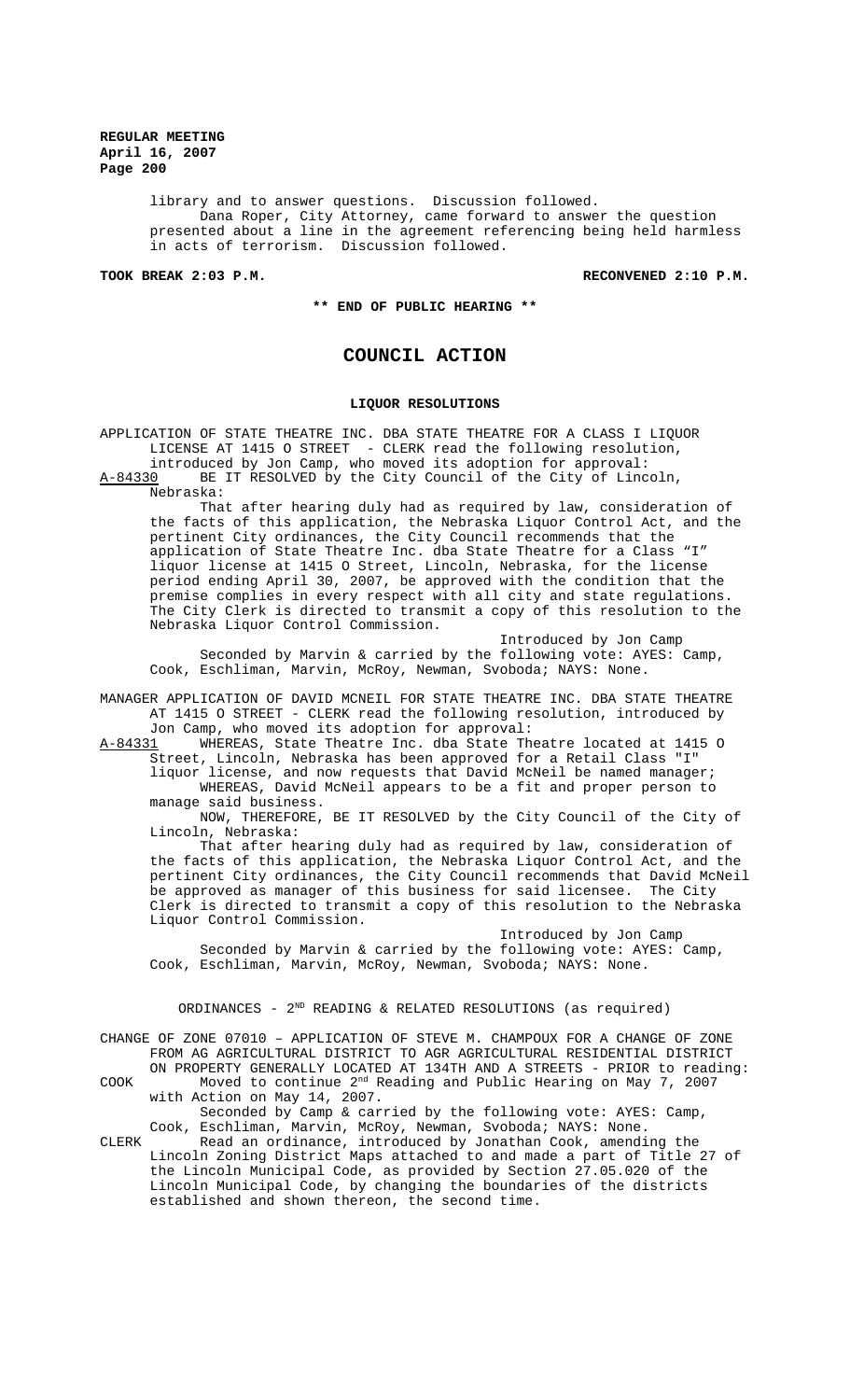library and to answer questions. Discussion followed.

Dana Roper, City Attorney, came forward to answer the question presented about a line in the agreement referencing being held harmless in acts of terrorism. Discussion followed.

**TOOK BREAK 2:03 P.M.** **RECONVENED 2:10 P.M.**

**\*\* END OF PUBLIC HEARING \*\***

# COUNCIL ACTION

## LIQUOR RESOLUTIONS

APPLICATION OF STATE THEATRE INC. DBA STATE THEATRE FOR A CLASS I LIQUOR LICENSE AT 1415 O STREET - CLERK read the following resolution, introduced by Jon Camp, who moved its adoption for approval:

A-84330 BE IT RESOLVED by the City Council of the City of Lincoln, Nebraska:

That after hearing duly had as required by law, consideration of the facts of this application, the Nebraska Liquor Control Act, and the pertinent City ordinances, the City Council recommends that the application of State Theatre Inc. dba State Theatre for a Class "I" liquor license at 1415 O Street, Lincoln, Nebraska, for the license period ending April 30, 2007, be approved with the condition that the premise complies in every respect with all city and state regulations. The City Clerk is directed to transmit a copy of this resolution to the Nebraska Liquor Control Commission.

Introduced by Jon Camp

Seconded by Marvin & carried by the following vote: AYES: Camp, Cook, Eschliman, Marvin, McRoy, Newman, Svoboda; NAYS: None.

MANAGER APPLICATION OF DAVID MCNEIL FOR STATE THEATRE INC. DBA STATE THEATRE AT 1415 O STREET - CLERK read the following resolution, introduced by Jon Camp, who moved its adoption for approval:

A-84331 WHEREAS, State Theatre Inc. dba State Theatre located at 1415 O Street, Lincoln, Nebraska has been approved for a Retail Class "I" liquor license, and now requests that David McNeil be named manager;

WHEREAS, David McNeil appears to be a fit and proper person to manage said business.

NOW, THEREFORE, BE IT RESOLVED by the City Council of the City of Lincoln, Nebraska:

That after hearing duly had as required by law, consideration of the facts of this application, the Nebraska Liquor Control Act, and the pertinent City ordinances, the City Council recommends that David McNeil be approved as manager of this business for said licensee. The City Clerk is directed to transmit a copy of this resolution to the Nebraska Liquor Control Commission.

Introduced by Jon Camp

Seconded by Marvin & carried by the following vote: AYES: Camp, Cook, Eschliman, Marvin, McRoy, Newman, Svoboda; NAYS: None.

## ORDINANCES - 2ND READING & RELATED RESOLUTIONS (as required)

CHANGE OF ZONE 07010 – APPLICATION OF STEVE M. CHAMPOUX FOR A CHANGE OF ZONE FROM AG AGRICULTURAL DISTRICT TO AGR AGRICULTURAL RESIDENTIAL DISTRICT ON PROPERTY GENERALLY LOCATED AT 134TH AND A STREETS - PRIOR to reading:

COOK Moved to continue 2nd Reading and Public Hearing on May 7, 2007 with Action on May 14, 2007.

Seconded by Camp & carried by the following vote: AYES: Camp, Cook, Eschliman, Marvin, McRoy, Newman, Svoboda; NAYS: None.

CLERK Read an ordinance, introduced by Jonathan Cook, amending the Lincoln Zoning District Maps attached to and made a part of Title 27 of the Lincoln Municipal Code, as provided by Section 27.05.020 of the Lincoln Municipal Code, by changing the boundaries of the districts established and shown thereon, the second time.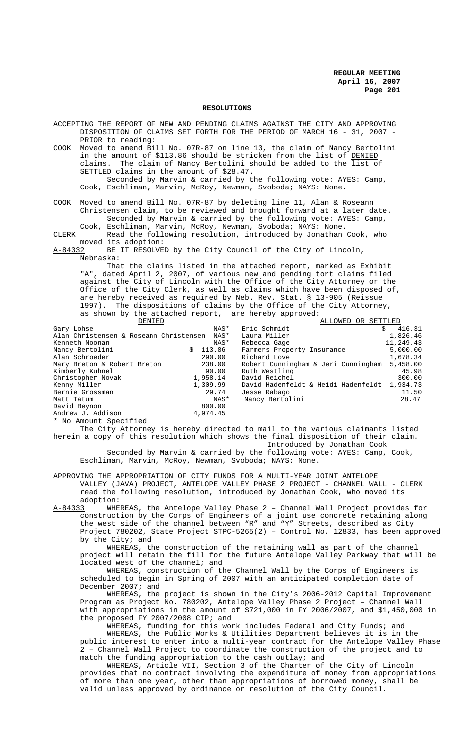**REGULAR MEETING**
**April 16, 2007**

## RESOLUTIONS

ACCEPTING THE REPORT OF NEW AND PENDING CLAIMS AGAINST THE CITY AND APPROVING DISPOSITION OF CLAIMS SET FORTH FOR THE PERIOD OF MARCH 16 - 31, 2007 - PRIOR to reading:

COOK Moved to amend Bill No. 07R-87 on line 13, the claim of Nancy Bertolini in the amount of $113.86 should be stricken from the list of DENIED claims. The claim of Nancy Bertolini should be added to the list of SETTLED claims in the amount of $28.47.

Seconded by Marvin & carried by the following vote: AYES: Camp, Cook, Eschliman, Marvin, McRoy, Newman, Svoboda; NAYS: None.

COOK Moved to amend Bill No. 07R-87 by deleting line 11, Alan & Roseann Christensen claim, to be reviewed and brought forward at a later date.

Seconded by Marvin & carried by the following vote: AYES: Camp, Cook, Eschliman, Marvin, McRoy, Newman, Svoboda; NAYS: None.

CLERK Read the following resolution, introduced by Jonathan Cook, who moved its adoption:

A-84332 BE IT RESOLVED by the City Council of the City of Lincoln, Nebraska:

That the claims listed in the attached report, marked as Exhibit "A", dated April 2, 2007, of various new and pending tort claims filed against the City of Lincoln with the Office of the City Attorney or the Office of the City Clerk, as well as claims which have been disposed of, are hereby received as required by Neb. Rev. Stat. § 13-905 (Reissue 1997). The dispositions of claims by the Office of the City Attorney, as shown by the attached report, are hereby approved:

| DENIED | | ALLOWED OR SETTLED | |
|---|---|---|---|
| Gary Lohse | NAS* | Eric Schmidt | $ 416.31 |
| ~~Alan Christensen & Roseann Christensen~~ | ~~NAS*~~ | Laura Miller | 1,826.46 |
| Kenneth Noonan | NAS* | Rebecca Gage | 11,249.43 |
| ~~Nancy Bertolini~~ | ~~$ 113.86~~ | Farmers Property Insurance | 5,000.00 |
| Alan Schroeder | 290.00 | Richard Love | 1,678.34 |
| Mary Breton & Robert Breton | 238.00 | Robert Cunningham & Jeri Cunningham | 5,458.00 |
| Kimberly Kuhnel | 90.00 | Ruth Westling | 45.98 |
| Christopher Novak | 1,958.14 | David Reichel | 300.00 |
| Kenny Miller | 1,309.99 | David Hadenfeldt & Heidi Hadenfeldt | 1,934.73 |
| Bernie Grossman | 29.74 | Jesse Rabago | 11.50 |
| Matt Tatum | NAS* | Nancy Bertolini | 28.47 |
| David Beynon | 800.00 | | |
| Andrew J. Addison | 4,974.45 | | |

\* No Amount Specified

The City Attorney is hereby directed to mail to the various claimants listed herein a copy of this resolution which shows the final disposition of their claim.

Introduced by Jonathan Cook

Seconded by Marvin & carried by the following vote: AYES: Camp, Cook, Eschliman, Marvin, McRoy, Newman, Svoboda; NAYS: None.

APPROVING THE APPROPRIATION OF CITY FUNDS FOR A MULTI-YEAR JOINT ANTELOPE VALLEY (JAVA) PROJECT, ANTELOPE VALLEY PHASE 2 PROJECT - CHANNEL WALL - CLERK read the following resolution, introduced by Jonathan Cook, who moved its adoption:

A-84333 WHEREAS, the Antelope Valley Phase 2 – Channel Wall Project provides for construction by the Corps of Engineers of a joint use concrete retaining along the west side of the channel between "R" and "Y" Streets, described as City Project 780202, State Project STPC-5265(2) – Control No. 12833, has been approved by the City; and

WHEREAS, the construction of the retaining wall as part of the channel project will retain the fill for the future Antelope Valley Parkway that will be located west of the channel; and

WHEREAS, construction of the Channel Wall by the Corps of Engineers is scheduled to begin in Spring of 2007 with an anticipated completion date of December 2007; and

WHEREAS, the project is shown in the City's 2006-2012 Capital Improvement Program as Project No. 780202, Antelope Valley Phase 2 Project – Channel Wall with appropriations in the amount of $721,000 in FY 2006/2007, and $1,450,000 in the proposed FY 2007/2008 CIP; and

WHEREAS, funding for this work includes Federal and City Funds; and

WHEREAS, the Public Works & Utilities Department believes it is in the public interest to enter into a multi-year contract for the Antelope Valley Phase 2 – Channel Wall Project to coordinate the construction of the project and to match the funding appropriation to the cash outlay; and

WHEREAS, Article VII, Section 3 of the Charter of the City of Lincoln provides that no contract involving the expenditure of money from appropriations of more than one year, other than appropriations of borrowed money, shall be valid unless approved by ordinance or resolution of the City Council.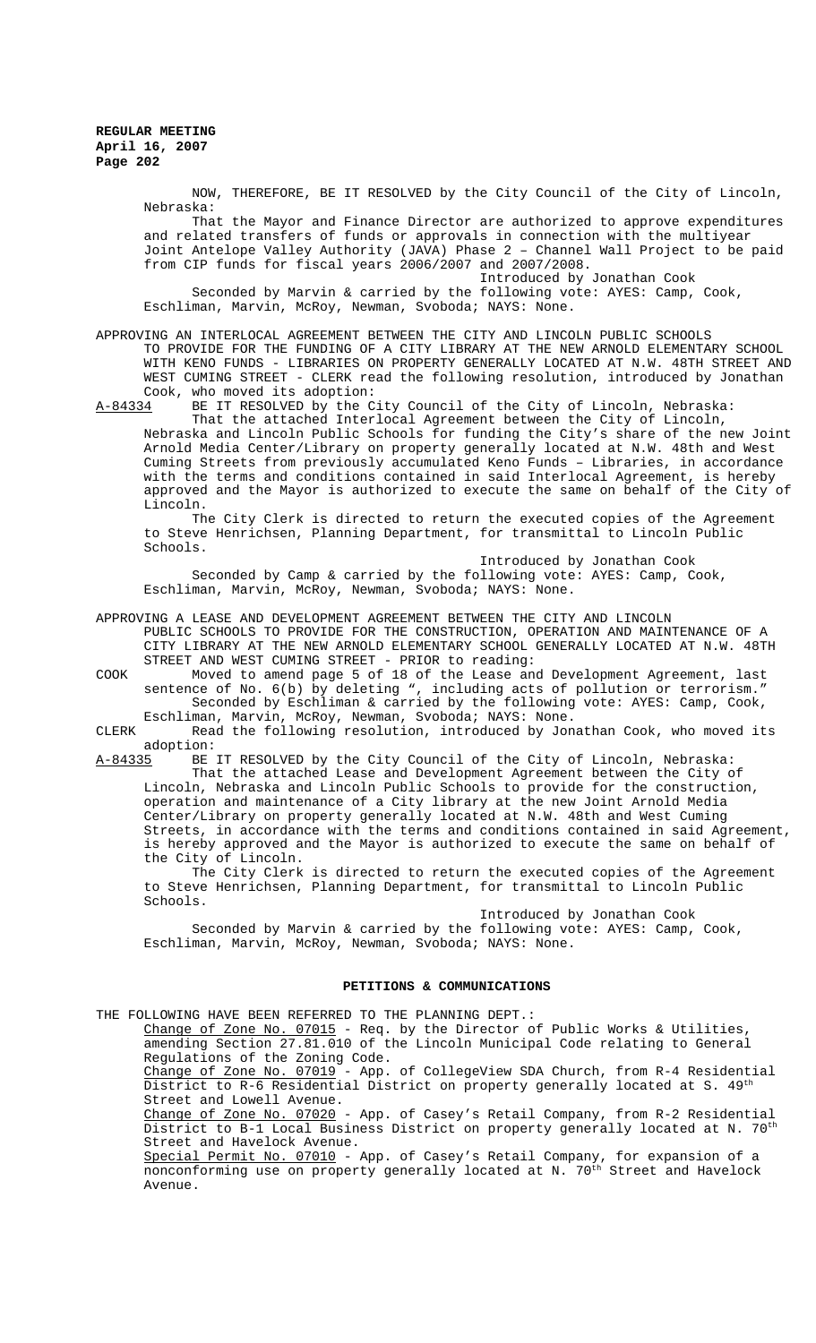NOW, THEREFORE, BE IT RESOLVED by the City Council of the City of Lincoln, Nebraska:

That the Mayor and Finance Director are authorized to approve expenditures and related transfers of funds or approvals in connection with the multiyear Joint Antelope Valley Authority (JAVA) Phase 2 – Channel Wall Project to be paid from CIP funds for fiscal years 2006/2007 and 2007/2008.

Introduced by Jonathan Cook

Seconded by Marvin & carried by the following vote: AYES: Camp, Cook, Eschliman, Marvin, McRoy, Newman, Svoboda; NAYS: None.

APPROVING AN INTERLOCAL AGREEMENT BETWEEN THE CITY AND LINCOLN PUBLIC SCHOOLS TO PROVIDE FOR THE FUNDING OF A CITY LIBRARY AT THE NEW ARNOLD ELEMENTARY SCHOOL WITH KENO FUNDS - LIBRARIES ON PROPERTY GENERALLY LOCATED AT N.W. 48TH STREET AND WEST CUMING STREET - CLERK read the following resolution, introduced by Jonathan Cook, who moved its adoption:

A-84334 BE IT RESOLVED by the City Council of the City of Lincoln, Nebraska:

That the attached Interlocal Agreement between the City of Lincoln, Nebraska and Lincoln Public Schools for funding the City's share of the new Joint Arnold Media Center/Library on property generally located at N.W. 48th and West Cuming Streets from previously accumulated Keno Funds – Libraries, in accordance with the terms and conditions contained in said Interlocal Agreement, is hereby approved and the Mayor is authorized to execute the same on behalf of the City of Lincoln.

The City Clerk is directed to return the executed copies of the Agreement to Steve Henrichsen, Planning Department, for transmittal to Lincoln Public Schools.

Introduced by Jonathan Cook

Seconded by Camp & carried by the following vote: AYES: Camp, Cook, Eschliman, Marvin, McRoy, Newman, Svoboda; NAYS: None.

APPROVING A LEASE AND DEVELOPMENT AGREEMENT BETWEEN THE CITY AND LINCOLN PUBLIC SCHOOLS TO PROVIDE FOR THE CONSTRUCTION, OPERATION AND MAINTENANCE OF A CITY LIBRARY AT THE NEW ARNOLD ELEMENTARY SCHOOL GENERALLY LOCATED AT N.W. 48TH STREET AND WEST CUMING STREET - PRIOR to reading:

COOK Moved to amend page 5 of 18 of the Lease and Development Agreement, last sentence of No. 6(b) by deleting ", including acts of pollution or terrorism." Seconded by Eschliman & carried by the following vote: AYES: Camp, Cook, Eschliman, Marvin, McRoy, Newman, Svoboda; NAYS: None.

CLERK Read the following resolution, introduced by Jonathan Cook, who moved its adoption:

A-84335 BE IT RESOLVED by the City Council of the City of Lincoln, Nebraska:

That the attached Lease and Development Agreement between the City of Lincoln, Nebraska and Lincoln Public Schools to provide for the construction, operation and maintenance of a City library at the new Joint Arnold Media Center/Library on property generally located at N.W. 48th and West Cuming Streets, in accordance with the terms and conditions contained in said Agreement, is hereby approved and the Mayor is authorized to execute the same on behalf of the City of Lincoln.

The City Clerk is directed to return the executed copies of the Agreement to Steve Henrichsen, Planning Department, for transmittal to Lincoln Public Schools.

Introduced by Jonathan Cook

Seconded by Marvin & carried by the following vote: AYES: Camp, Cook, Eschliman, Marvin, McRoy, Newman, Svoboda; NAYS: None.

## PETITIONS & COMMUNICATIONS

THE FOLLOWING HAVE BEEN REFERRED TO THE PLANNING DEPT.:

Change of Zone No. 07015 - Req. by the Director of Public Works & Utilities, amending Section 27.81.010 of the Lincoln Municipal Code relating to General Regulations of the Zoning Code.

Change of Zone No. 07019 - App. of CollegeView SDA Church, from R-4 Residential District to R-6 Residential District on property generally located at S. 49th Street and Lowell Avenue.

Change of Zone No. 07020 - App. of Casey's Retail Company, from R-2 Residential District to B-1 Local Business District on property generally located at N. 70th Street and Havelock Avenue.

Special Permit No. 07010 - App. of Casey's Retail Company, for expansion of a nonconforming use on property generally located at N. 70th Street and Havelock Avenue.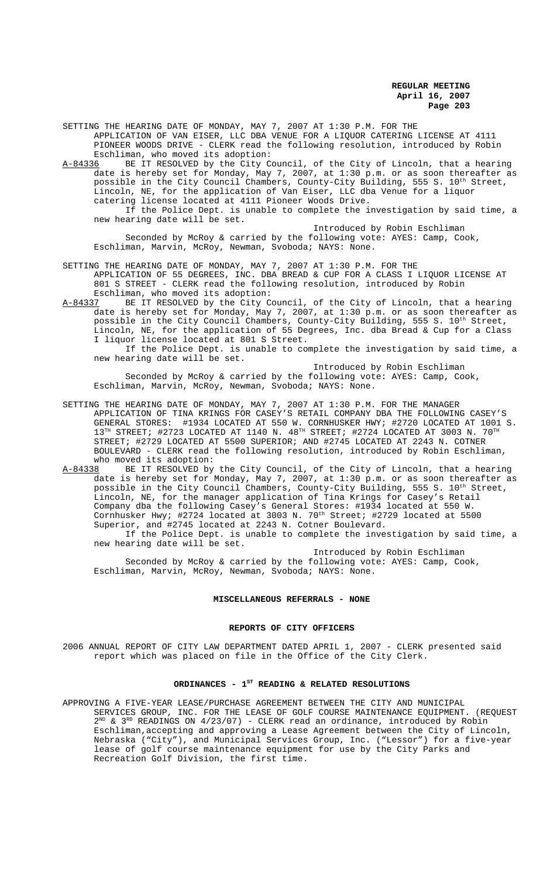SETTING THE HEARING DATE OF MONDAY, MAY 7, 2007 AT 1:30 P.M. FOR THE APPLICATION OF VAN EISER, LLC DBA VENUE FOR A LIQUOR CATERING LICENSE AT 4111 PIONEER WOODS DRIVE - CLERK read the following resolution, introduced by Robin Eschliman, who moved its adoption:

A-84336 BE IT RESOLVED by the City Council, of the City of Lincoln, that a hearing date is hereby set for Monday, May 7, 2007, at 1:30 p.m. or as soon thereafter as possible in the City Council Chambers, County-City Building, 555 S. 10th Street, Lincoln, NE, for the application of Van Eiser, LLC dba Venue for a liquor catering license located at 4111 Pioneer Woods Drive.

If the Police Dept. is unable to complete the investigation by said time, a new hearing date will be set.

Introduced by Robin Eschliman

Seconded by McRoy & carried by the following vote: AYES: Camp, Cook, Eschliman, Marvin, McRoy, Newman, Svoboda; NAYS: None.

SETTING THE HEARING DATE OF MONDAY, MAY 7, 2007 AT 1:30 P.M. FOR THE APPLICATION OF 55 DEGREES, INC. DBA BREAD & CUP FOR A CLASS I LIQUOR LICENSE AT 801 S STREET - CLERK read the following resolution, introduced by Robin Eschliman, who moved its adoption:

A-84337 BE IT RESOLVED by the City Council, of the City of Lincoln, that a hearing date is hereby set for Monday, May 7, 2007, at 1:30 p.m. or as soon thereafter as possible in the City Council Chambers, County-City Building, 555 S. 10th Street, Lincoln, NE, for the application of 55 Degrees, Inc. dba Bread & Cup for a Class I liquor license located at 801 S Street.

If the Police Dept. is unable to complete the investigation by said time, a new hearing date will be set.

Introduced by Robin Eschliman

Seconded by McRoy & carried by the following vote: AYES: Camp, Cook, Eschliman, Marvin, McRoy, Newman, Svoboda; NAYS: None.

SETTING THE HEARING DATE OF MONDAY, MAY 7, 2007 AT 1:30 P.M. FOR THE MANAGER APPLICATION OF TINA KRINGS FOR CASEY'S RETAIL COMPANY DBA THE FOLLOWING CASEY'S GENERAL STORES: #1934 LOCATED AT 550 W. CORNHUSKER HWY; #2720 LOCATED AT 1001 S. 13TH STREET; #2723 LOCATED AT 1140 N. 48TH STREET; #2724 LOCATED AT 3003 N. 70TH STREET; #2729 LOCATED AT 5500 SUPERIOR; AND #2745 LOCATED AT 2243 N. COTNER BOULEVARD - CLERK read the following resolution, introduced by Robin Eschliman, who moved its adoption:

A-84338 BE IT RESOLVED by the City Council, of the City of Lincoln, that a hearing date is hereby set for Monday, May 7, 2007, at 1:30 p.m. or as soon thereafter as possible in the City Council Chambers, County-City Building, 555 S. 10th Street, Lincoln, NE, for the manager application of Tina Krings for Casey's Retail Company dba the following Casey's General Stores: #1934 located at 550 W. Cornhusker Hwy; #2724 located at 3003 N. 70th Street; #2729 located at 5500 Superior, and #2745 located at 2243 N. Cotner Boulevard.

If the Police Dept. is unable to complete the investigation by said time, a new hearing date will be set.

Introduced by Robin Eschliman

Seconded by McRoy & carried by the following vote: AYES: Camp, Cook, Eschliman, Marvin, McRoy, Newman, Svoboda; NAYS: None.

**MISCELLANEOUS REFERRALS - NONE**

**REPORTS OF CITY OFFICERS**

2006 ANNUAL REPORT OF CITY LAW DEPARTMENT DATED APRIL 1, 2007 - CLERK presented said report which was placed on file in the Office of the City Clerk.

**ORDINANCES - 1ST READING & RELATED RESOLUTIONS**

APPROVING A FIVE-YEAR LEASE/PURCHASE AGREEMENT BETWEEN THE CITY AND MUNICIPAL SERVICES GROUP, INC. FOR THE LEASE OF GOLF COURSE MAINTENANCE EQUIPMENT. (REQUEST 2ND & 3RD READINGS ON 4/23/07) - CLERK read an ordinance, introduced by Robin Eschliman, accepting and approving a Lease Agreement between the City of Lincoln, Nebraska ("City"), and Municipal Services Group, Inc. ("Lessor") for a five-year lease of golf course maintenance equipment for use by the City Parks and Recreation Golf Division, the first time.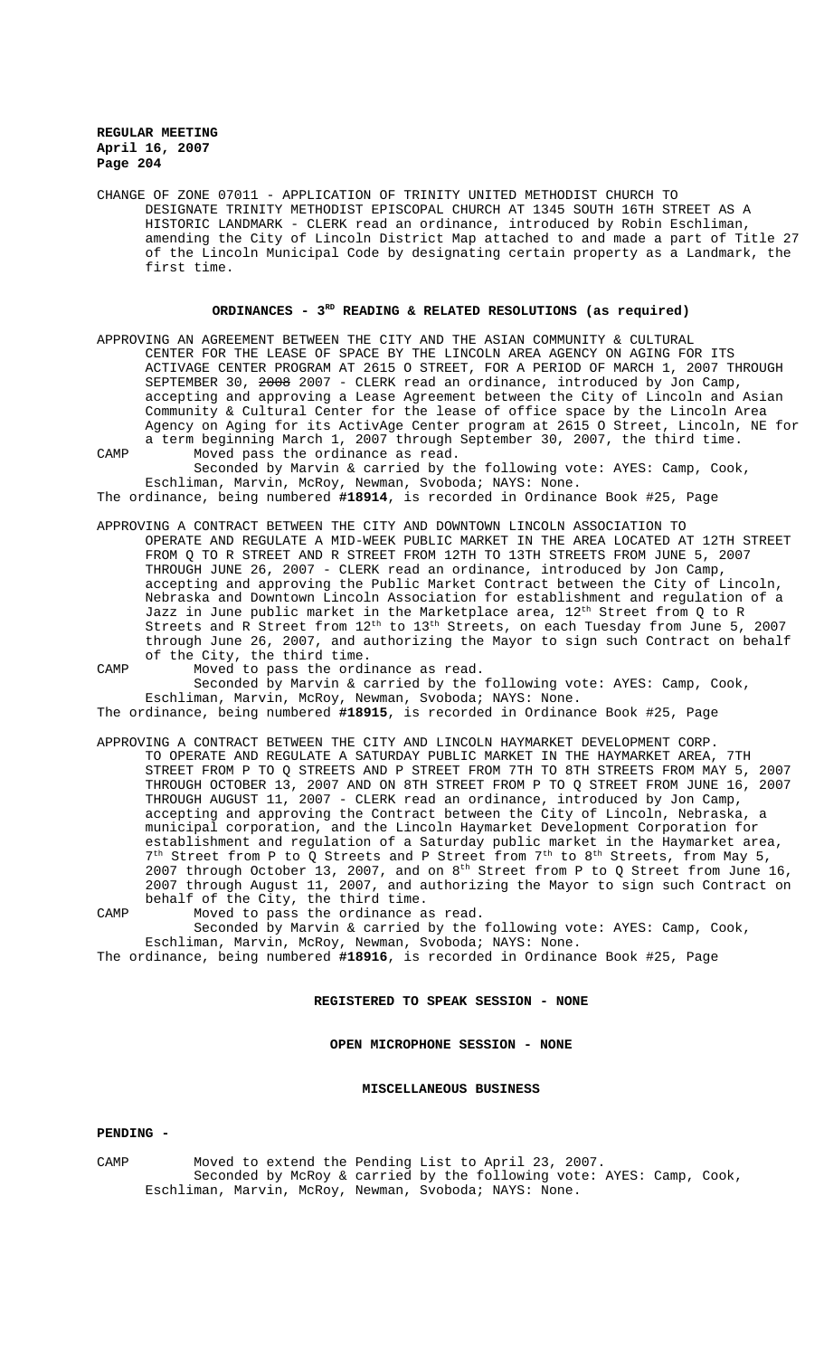CHANGE OF ZONE 07011 - APPLICATION OF TRINITY UNITED METHODIST CHURCH TO DESIGNATE TRINITY METHODIST EPISCOPAL CHURCH AT 1345 SOUTH 16TH STREET AS A HISTORIC LANDMARK - CLERK read an ordinance, introduced by Robin Eschliman, amending the City of Lincoln District Map attached to and made a part of Title 27 of the Lincoln Municipal Code by designating certain property as a Landmark, the first time.

## ORDINANCES - 3RD READING & RELATED RESOLUTIONS (as required)

APPROVING AN AGREEMENT BETWEEN THE CITY AND THE ASIAN COMMUNITY & CULTURAL CENTER FOR THE LEASE OF SPACE BY THE LINCOLN AREA AGENCY ON AGING FOR ITS ACTIVAGE CENTER PROGRAM AT 2615 O STREET, FOR A PERIOD OF MARCH 1, 2007 THROUGH SEPTEMBER 30, ~~2008~~ 2007 - CLERK read an ordinance, introduced by Jon Camp, accepting and approving a Lease Agreement between the City of Lincoln and Asian Community & Cultural Center for the lease of office space by the Lincoln Area Agency on Aging for its ActivAge Center program at 2615 O Street, Lincoln, NE for a term beginning March 1, 2007 through September 30, 2007, the third time.

CAMP Moved pass the ordinance as read.

Seconded by Marvin & carried by the following vote: AYES: Camp, Cook, Eschliman, Marvin, McRoy, Newman, Svoboda; NAYS: None.

The ordinance, being numbered **#18914**, is recorded in Ordinance Book #25, Page

APPROVING A CONTRACT BETWEEN THE CITY AND DOWNTOWN LINCOLN ASSOCIATION TO OPERATE AND REGULATE A MID-WEEK PUBLIC MARKET IN THE AREA LOCATED AT 12TH STREET FROM Q TO R STREET AND R STREET FROM 12TH TO 13TH STREETS FROM JUNE 5, 2007 THROUGH JUNE 26, 2007 - CLERK read an ordinance, introduced by Jon Camp, accepting and approving the Public Market Contract between the City of Lincoln, Nebraska and Downtown Lincoln Association for establishment and regulation of a Jazz in June public market in the Marketplace area, 12th Street from Q to R Streets and R Street from 12th to 13th Streets, on each Tuesday from June 5, 2007 through June 26, 2007, and authorizing the Mayor to sign such Contract on behalf of the City, the third time.

CAMP Moved to pass the ordinance as read.

Seconded by Marvin & carried by the following vote: AYES: Camp, Cook, Eschliman, Marvin, McRoy, Newman, Svoboda; NAYS: None.

The ordinance, being numbered **#18915**, is recorded in Ordinance Book #25, Page

APPROVING A CONTRACT BETWEEN THE CITY AND LINCOLN HAYMARKET DEVELOPMENT CORP. TO OPERATE AND REGULATE A SATURDAY PUBLIC MARKET IN THE HAYMARKET AREA, 7TH STREET FROM P TO Q STREETS AND P STREET FROM 7TH TO 8TH STREETS FROM MAY 5, 2007 THROUGH OCTOBER 13, 2007 AND ON 8TH STREET FROM P TO Q STREET FROM JUNE 16, 2007 THROUGH AUGUST 11, 2007 - CLERK read an ordinance, introduced by Jon Camp, accepting and approving the Contract between the City of Lincoln, Nebraska, a municipal corporation, and the Lincoln Haymarket Development Corporation for establishment and regulation of a Saturday public market in the Haymarket area, 7th Street from P to Q Streets and P Street from 7th to 8th Streets, from May 5, 2007 through October 13, 2007, and on 8th Street from P to Q Street from June 16, 2007 through August 11, 2007, and authorizing the Mayor to sign such Contract on behalf of the City, the third time.

CAMP Moved to pass the ordinance as read.

Seconded by Marvin & carried by the following vote: AYES: Camp, Cook, Eschliman, Marvin, McRoy, Newman, Svoboda; NAYS: None.

The ordinance, being numbered **#18916**, is recorded in Ordinance Book #25, Page

## REGISTERED TO SPEAK SESSION - NONE

## OPEN MICROPHONE SESSION - NONE

## MISCELLANEOUS BUSINESS

**PENDING -**

CAMP Moved to extend the Pending List to April 23, 2007.

Seconded by McRoy & carried by the following vote: AYES: Camp, Cook, Eschliman, Marvin, McRoy, Newman, Svoboda; NAYS: None.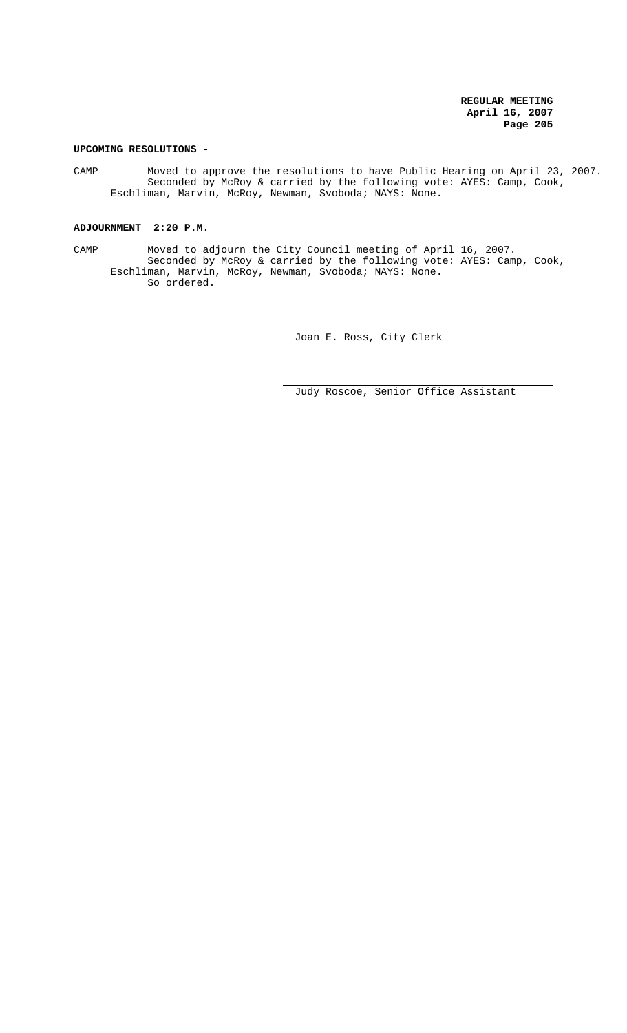**UPCOMING RESOLUTIONS -**

CAMP Moved to approve the resolutions to have Public Hearing on April 23, 2007. Seconded by McRoy & carried by the following vote: AYES: Camp, Cook, Eschliman, Marvin, McRoy, Newman, Svoboda; NAYS: None.

**ADJOURNMENT 2:20 P.M.**

CAMP Moved to adjourn the City Council meeting of April 16, 2007. Seconded by McRoy & carried by the following vote: AYES: Camp, Cook, Eschliman, Marvin, McRoy, Newman, Svoboda; NAYS: None. So ordered.

Joan E. Ross, City Clerk

Judy Roscoe, Senior Office Assistant